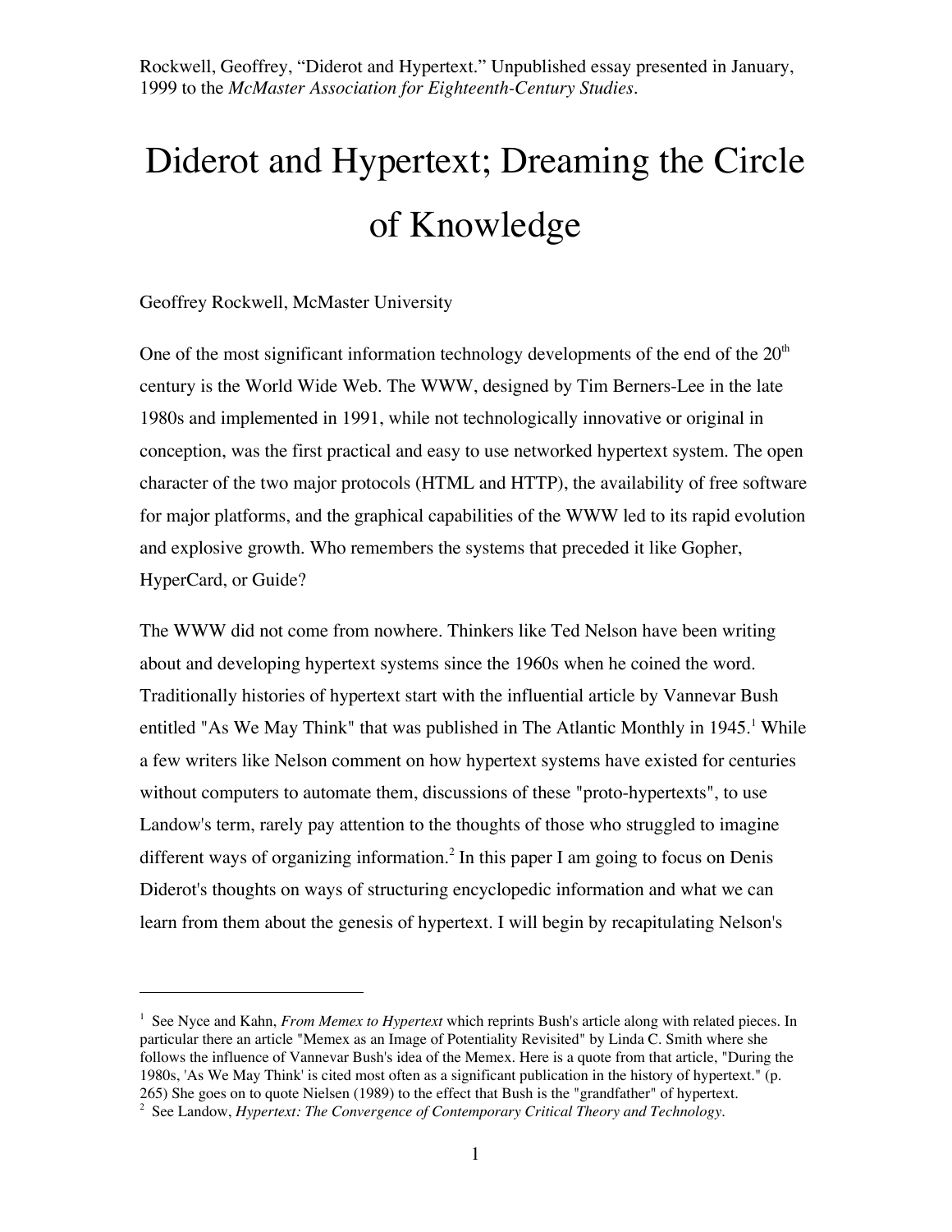Rockwell, Geoffrey, "Diderot and Hypertext." Unpublished essay presented in January, 1999 to the *McMaster Association for Eighteenth-Century Studies*.

# Diderot and Hypertext; Dreaming the Circle of Knowledge

Geoffrey Rockwell, McMaster University

One of the most significant information technology developments of the end of the 20th century is the World Wide Web. The WWW, designed by Tim Berners-Lee in the late 1980s and implemented in 1991, while not technologically innovative or original in conception, was the first practical and easy to use networked hypertext system. The open character of the two major protocols (HTML and HTTP), the availability of free software for major platforms, and the graphical capabilities of the WWW led to its rapid evolution and explosive growth. Who remembers the systems that preceded it like Gopher, HyperCard, or Guide?

The WWW did not come from nowhere. Thinkers like Ted Nelson have been writing about and developing hypertext systems since the 1960s when he coined the word. Traditionally histories of hypertext start with the influential article by Vannevar Bush entitled "As We May Think" that was published in The Atlantic Monthly in 1945.[1] While a few writers like Nelson comment on how hypertext systems have existed for centuries without computers to automate them, discussions of these "proto-hypertexts", to use Landow's term, rarely pay attention to the thoughts of those who struggled to imagine different ways of organizing information.[2] In this paper I am going to focus on Denis Diderot's thoughts on ways of structuring encyclopedic information and what we can learn from them about the genesis of hypertext. I will begin by recapitulating Nelson's

---

[1] See Nyce and Kahn, *From Memex to Hypertext* which reprints Bush's article along with related pieces. In particular there an article "Memex as an Image of Potentiality Revisited" by Linda C. Smith where she follows the influence of Vannevar Bush's idea of the Memex. Here is a quote from that article, "During the 1980s, 'As We May Think' is cited most often as a significant publication in the history of hypertext." (p. 265) She goes on to quote Nielsen (1989) to the effect that Bush is the "grandfather" of hypertext.

[2] See Landow, *Hypertext: The Convergence of Contemporary Critical Theory and Technology.*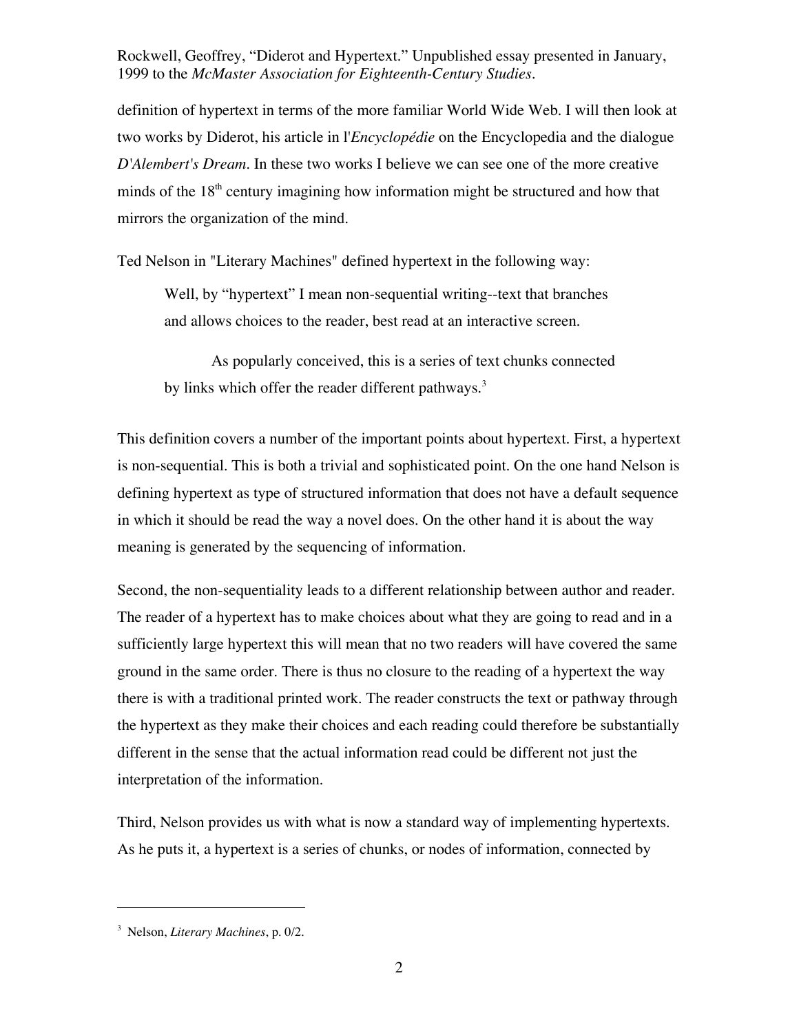definition of hypertext in terms of the more familiar World Wide Web. I will then look at two works by Diderot, his article in l'*Encyclopédie* on the Encyclopedia and the dialogue *D'Alembert's Dream*. In these two works I believe we can see one of the more creative minds of the 18th century imagining how information might be structured and how that mirrors the organization of the mind.

Ted Nelson in "Literary Machines" defined hypertext in the following way:

> Well, by "hypertext" I mean non-sequential writing--text that branches and allows choices to the reader, best read at an interactive screen.
>
> As popularly conceived, this is a series of text chunks connected by links which offer the reader different pathways.[3]

This definition covers a number of the important points about hypertext. First, a hypertext is non-sequential. This is both a trivial and sophisticated point. On the one hand Nelson is defining hypertext as type of structured information that does not have a default sequence in which it should be read the way a novel does. On the other hand it is about the way meaning is generated by the sequencing of information.

Second, the non-sequentiality leads to a different relationship between author and reader. The reader of a hypertext has to make choices about what they are going to read and in a sufficiently large hypertext this will mean that no two readers will have covered the same ground in the same order. There is thus no closure to the reading of a hypertext the way there is with a traditional printed work. The reader constructs the text or pathway through the hypertext as they make their choices and each reading could therefore be substantially different in the sense that the actual information read could be different not just the interpretation of the information.

Third, Nelson provides us with what is now a standard way of implementing hypertexts. As he puts it, a hypertext is a series of chunks, or nodes of information, connected by

---

[3] Nelson, *Literary Machines*, p. 0/2.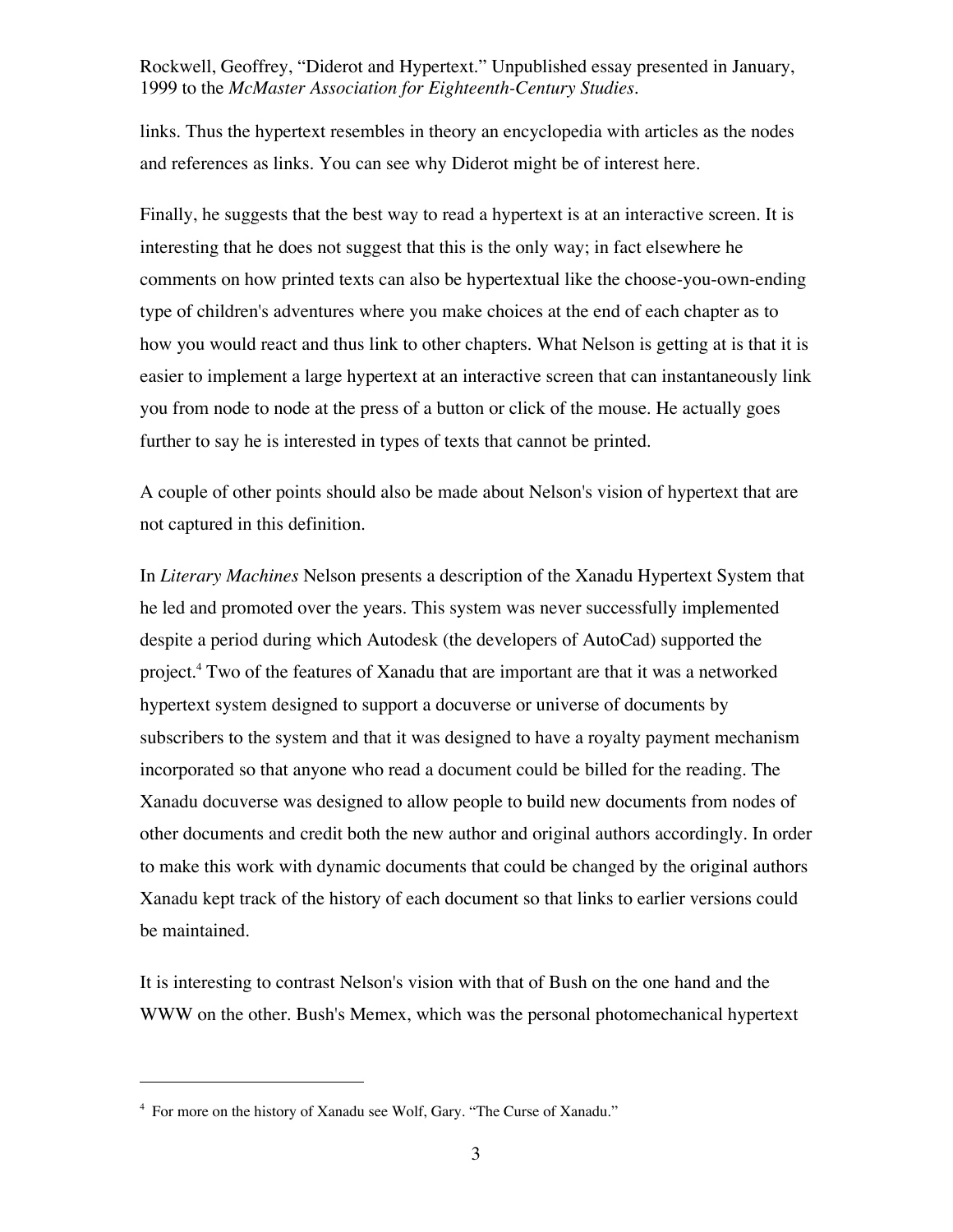links. Thus the hypertext resembles in theory an encyclopedia with articles as the nodes and references as links. You can see why Diderot might be of interest here.

Finally, he suggests that the best way to read a hypertext is at an interactive screen. It is interesting that he does not suggest that this is the only way; in fact elsewhere he comments on how printed texts can also be hypertextual like the choose-you-own-ending type of children's adventures where you make choices at the end of each chapter as to how you would react and thus link to other chapters. What Nelson is getting at is that it is easier to implement a large hypertext at an interactive screen that can instantaneously link you from node to node at the press of a button or click of the mouse. He actually goes further to say he is interested in types of texts that cannot be printed.

A couple of other points should also be made about Nelson's vision of hypertext that are not captured in this definition.

In *Literary Machines* Nelson presents a description of the Xanadu Hypertext System that he led and promoted over the years. This system was never successfully implemented despite a period during which Autodesk (the developers of AutoCad) supported the project.[4] Two of the features of Xanadu that are important are that it was a networked hypertext system designed to support a docuverse or universe of documents by subscribers to the system and that it was designed to have a royalty payment mechanism incorporated so that anyone who read a document could be billed for the reading. The Xanadu docuverse was designed to allow people to build new documents from nodes of other documents and credit both the new author and original authors accordingly. In order to make this work with dynamic documents that could be changed by the original authors Xanadu kept track of the history of each document so that links to earlier versions could be maintained.

It is interesting to contrast Nelson's vision with that of Bush on the one hand and the WWW on the other. Bush's Memex, which was the personal photomechanical hypertext

---

[4] For more on the history of Xanadu see Wolf, Gary. "The Curse of Xanadu."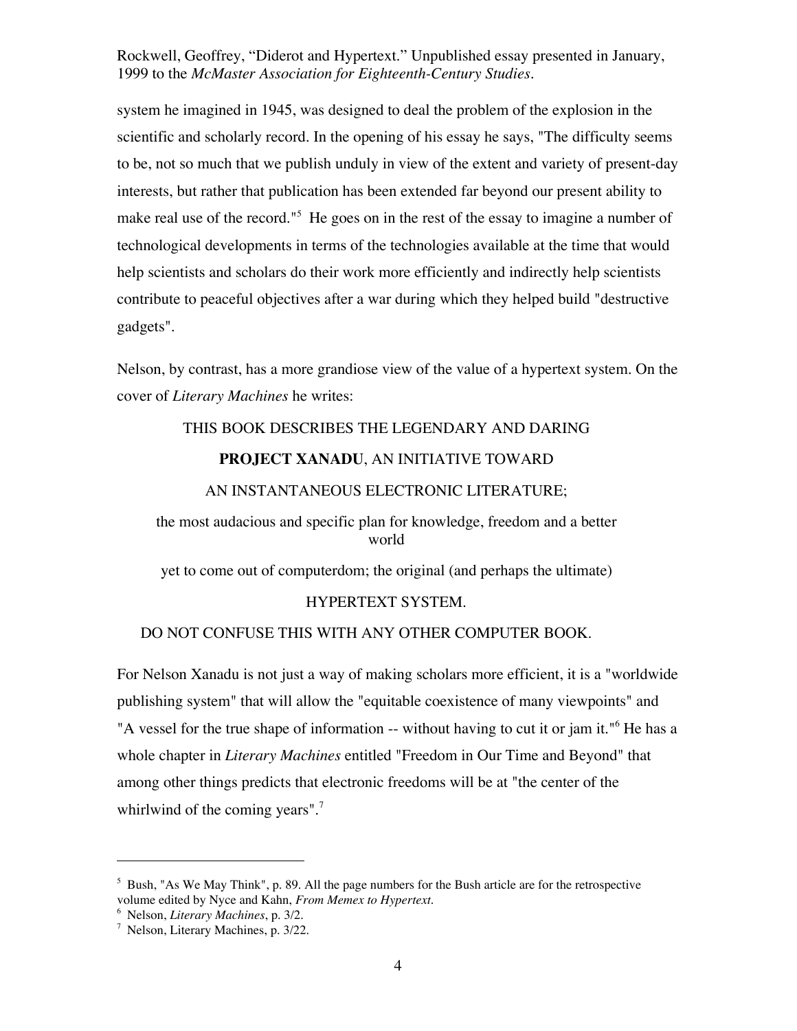system he imagined in 1945, was designed to deal the problem of the explosion in the scientific and scholarly record. In the opening of his essay he says, "The difficulty seems to be, not so much that we publish unduly in view of the extent and variety of present-day interests, but rather that publication has been extended far beyond our present ability to make real use of the record."[5] He goes on in the rest of the essay to imagine a number of technological developments in terms of the technologies available at the time that would help scientists and scholars do their work more efficiently and indirectly help scientists contribute to peaceful objectives after a war during which they helped build "destructive gadgets".

Nelson, by contrast, has a more grandiose view of the value of a hypertext system. On the cover of *Literary Machines* he writes:

> THIS BOOK DESCRIBES THE LEGENDARY AND DARING
>
> **PROJECT XANADU**, AN INITIATIVE TOWARD
>
> AN INSTANTANEOUS ELECTRONIC LITERATURE;
>
> the most audacious and specific plan for knowledge, freedom and a better world
>
> yet to come out of computerdom; the original (and perhaps the ultimate)
>
> HYPERTEXT SYSTEM.
>
> DO NOT CONFUSE THIS WITH ANY OTHER COMPUTER BOOK.

For Nelson Xanadu is not just a way of making scholars more efficient, it is a "worldwide publishing system" that will allow the "equitable coexistence of many viewpoints" and "A vessel for the true shape of information -- without having to cut it or jam it."[6] He has a whole chapter in *Literary Machines* entitled "Freedom in Our Time and Beyond" that among other things predicts that electronic freedoms will be at "the center of the whirlwind of the coming years".[7]

---

[5] Bush, "As We May Think", p. 89. All the page numbers for the Bush article are for the retrospective volume edited by Nyce and Kahn, *From Memex to Hypertext*.

[6] Nelson, *Literary Machines*, p. 3/2.

[7] Nelson, Literary Machines, p. 3/22.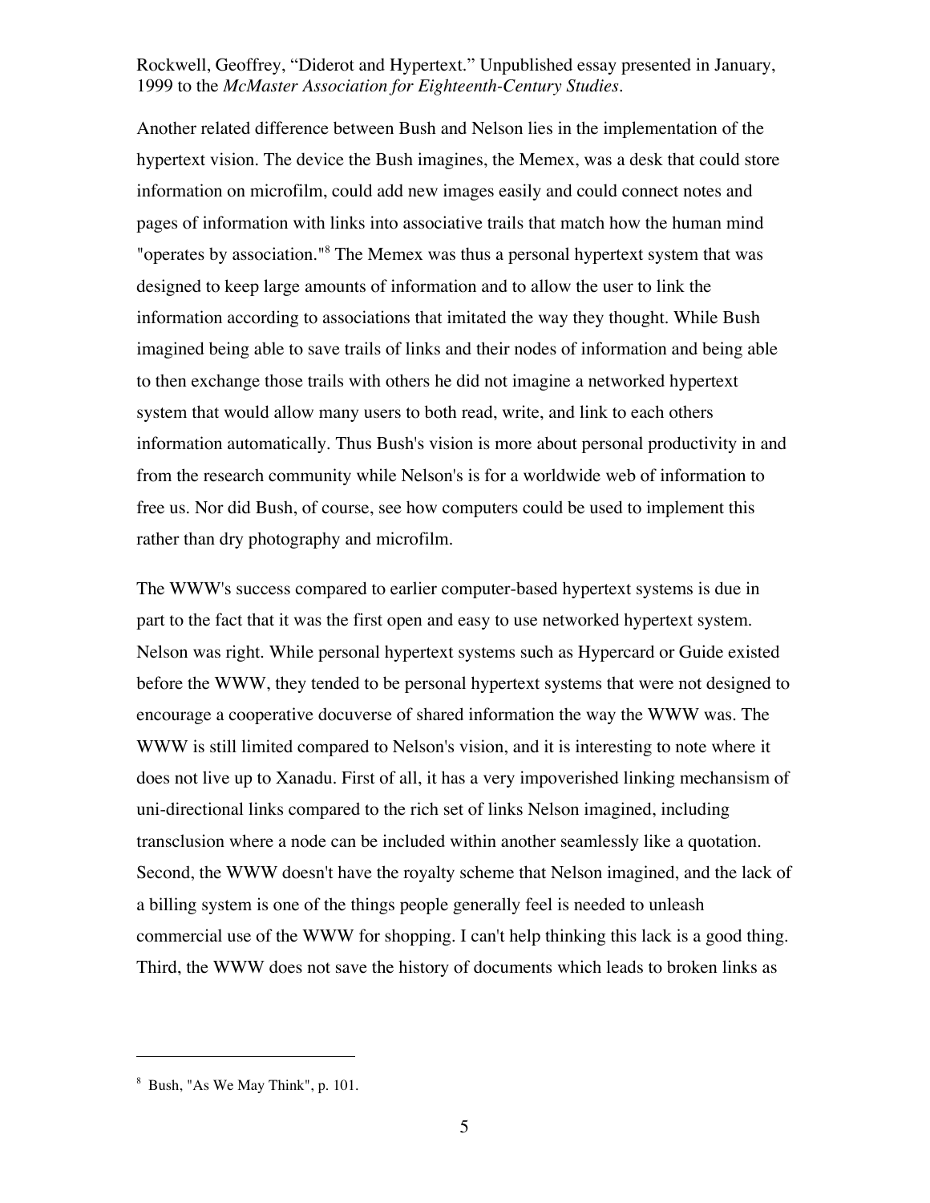Another related difference between Bush and Nelson lies in the implementation of the hypertext vision. The device the Bush imagines, the Memex, was a desk that could store information on microfilm, could add new images easily and could connect notes and pages of information with links into associative trails that match how the human mind "operates by association."[8] The Memex was thus a personal hypertext system that was designed to keep large amounts of information and to allow the user to link the information according to associations that imitated the way they thought. While Bush imagined being able to save trails of links and their nodes of information and being able to then exchange those trails with others he did not imagine a networked hypertext system that would allow many users to both read, write, and link to each others information automatically. Thus Bush's vision is more about personal productivity in and from the research community while Nelson's is for a worldwide web of information to free us. Nor did Bush, of course, see how computers could be used to implement this rather than dry photography and microfilm.

The WWW's success compared to earlier computer-based hypertext systems is due in part to the fact that it was the first open and easy to use networked hypertext system. Nelson was right. While personal hypertext systems such as Hypercard or Guide existed before the WWW, they tended to be personal hypertext systems that were not designed to encourage a cooperative docuverse of shared information the way the WWW was. The WWW is still limited compared to Nelson's vision, and it is interesting to note where it does not live up to Xanadu. First of all, it has a very impoverished linking mechansism of uni-directional links compared to the rich set of links Nelson imagined, including transclusion where a node can be included within another seamlessly like a quotation. Second, the WWW doesn't have the royalty scheme that Nelson imagined, and the lack of a billing system is one of the things people generally feel is needed to unleash commercial use of the WWW for shopping. I can't help thinking this lack is a good thing. Third, the WWW does not save the history of documents which leads to broken links as

---

[8] Bush, "As We May Think", p. 101.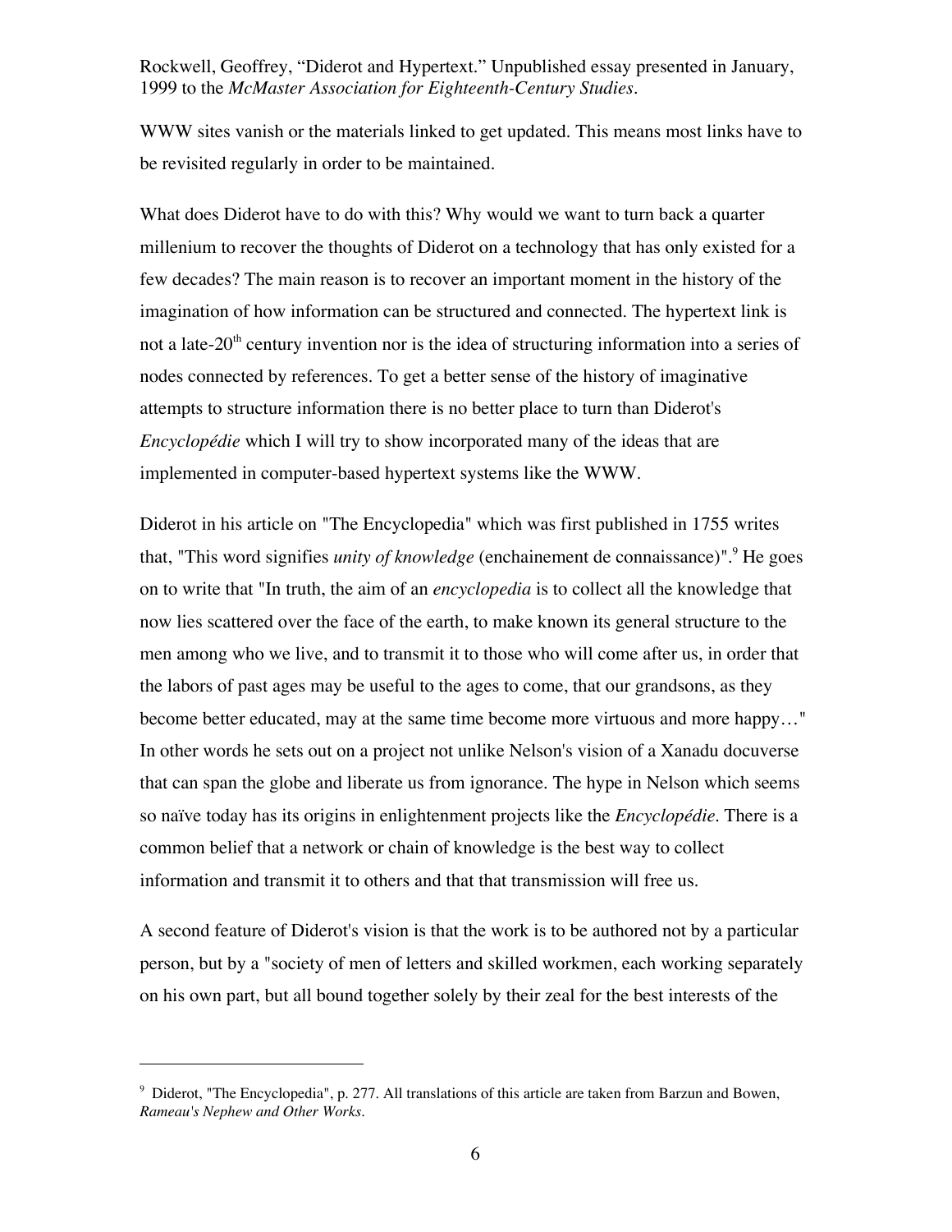WWW sites vanish or the materials linked to get updated. This means most links have to be revisited regularly in order to be maintained.

What does Diderot have to do with this? Why would we want to turn back a quarter millenium to recover the thoughts of Diderot on a technology that has only existed for a few decades? The main reason is to recover an important moment in the history of the imagination of how information can be structured and connected. The hypertext link is not a late-20th century invention nor is the idea of structuring information into a series of nodes connected by references. To get a better sense of the history of imaginative attempts to structure information there is no better place to turn than Diderot's *Encyclopédie* which I will try to show incorporated many of the ideas that are implemented in computer-based hypertext systems like the WWW.

Diderot in his article on "The Encyclopedia" which was first published in 1755 writes that, "This word signifies *unity of knowledge* (enchainement de connaissance)".[9] He goes on to write that "In truth, the aim of an *encyclopedia* is to collect all the knowledge that now lies scattered over the face of the earth, to make known its general structure to the men among who we live, and to transmit it to those who will come after us, in order that the labors of past ages may be useful to the ages to come, that our grandsons, as they become better educated, may at the same time become more virtuous and more happy…" In other words he sets out on a project not unlike Nelson's vision of a Xanadu docuverse that can span the globe and liberate us from ignorance. The hype in Nelson which seems so naïve today has its origins in enlightenment projects like the *Encyclopédie*. There is a common belief that a network or chain of knowledge is the best way to collect information and transmit it to others and that that transmission will free us.

A second feature of Diderot's vision is that the work is to be authored not by a particular person, but by a "society of men of letters and skilled workmen, each working separately on his own part, but all bound together solely by their zeal for the best interests of the

---

[9] Diderot, "The Encyclopedia", p. 277. All translations of this article are taken from Barzun and Bowen, *Rameau's Nephew and Other Works*.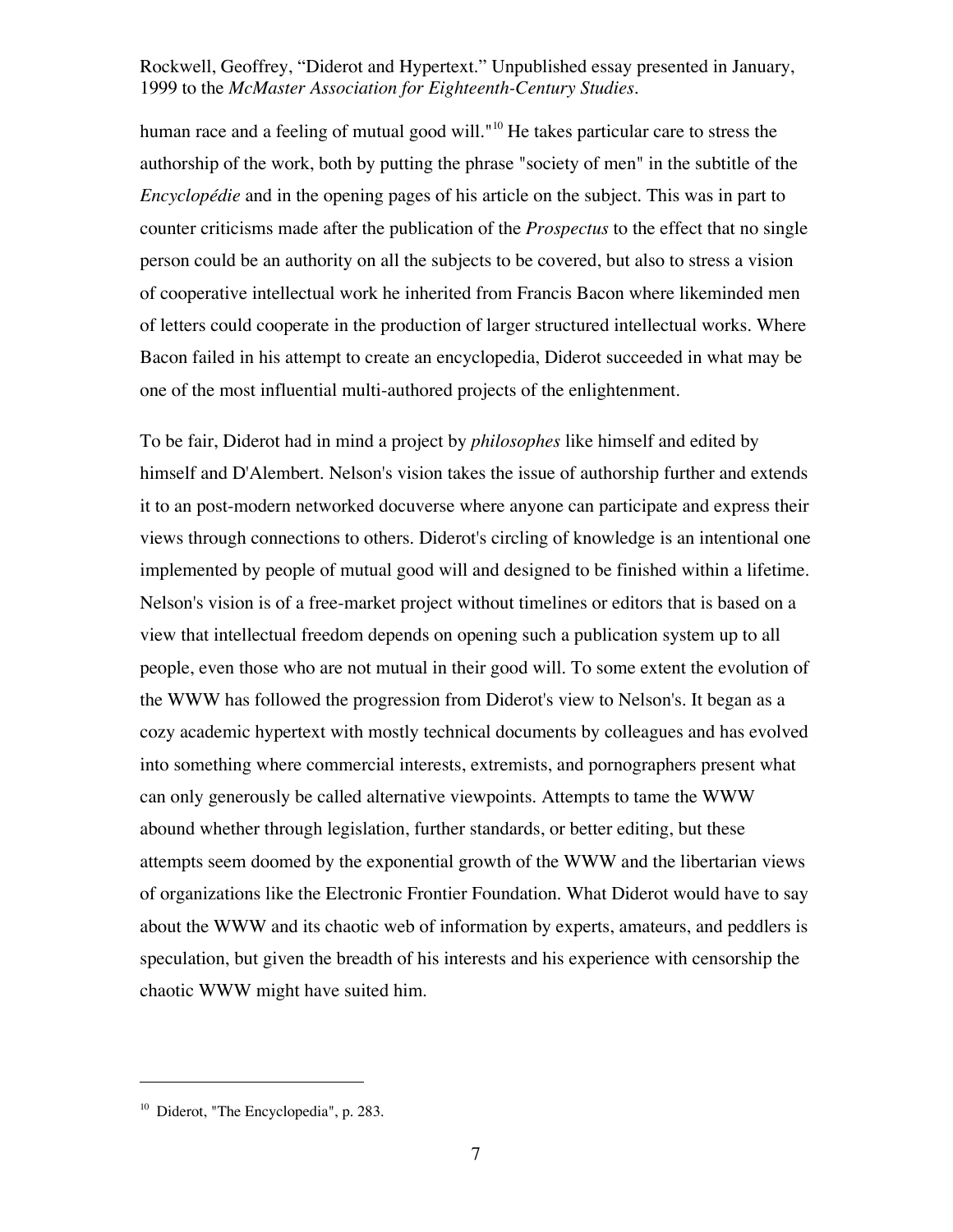human race and a feeling of mutual good will."[10] He takes particular care to stress the authorship of the work, both by putting the phrase "society of men" in the subtitle of the *Encyclopédie* and in the opening pages of his article on the subject. This was in part to counter criticisms made after the publication of the *Prospectus* to the effect that no single person could be an authority on all the subjects to be covered, but also to stress a vision of cooperative intellectual work he inherited from Francis Bacon where likeminded men of letters could cooperate in the production of larger structured intellectual works. Where Bacon failed in his attempt to create an encyclopedia, Diderot succeeded in what may be one of the most influential multi-authored projects of the enlightenment.

To be fair, Diderot had in mind a project by *philosophes* like himself and edited by himself and D'Alembert. Nelson's vision takes the issue of authorship further and extends it to an post-modern networked docuverse where anyone can participate and express their views through connections to others. Diderot's circling of knowledge is an intentional one implemented by people of mutual good will and designed to be finished within a lifetime. Nelson's vision is of a free-market project without timelines or editors that is based on a view that intellectual freedom depends on opening such a publication system up to all people, even those who are not mutual in their good will. To some extent the evolution of the WWW has followed the progression from Diderot's view to Nelson's. It began as a cozy academic hypertext with mostly technical documents by colleagues and has evolved into something where commercial interests, extremists, and pornographers present what can only generously be called alternative viewpoints. Attempts to tame the WWW abound whether through legislation, further standards, or better editing, but these attempts seem doomed by the exponential growth of the WWW and the libertarian views of organizations like the Electronic Frontier Foundation. What Diderot would have to say about the WWW and its chaotic web of information by experts, amateurs, and peddlers is speculation, but given the breadth of his interests and his experience with censorship the chaotic WWW might have suited him.

---

[10] Diderot, "The Encyclopedia", p. 283.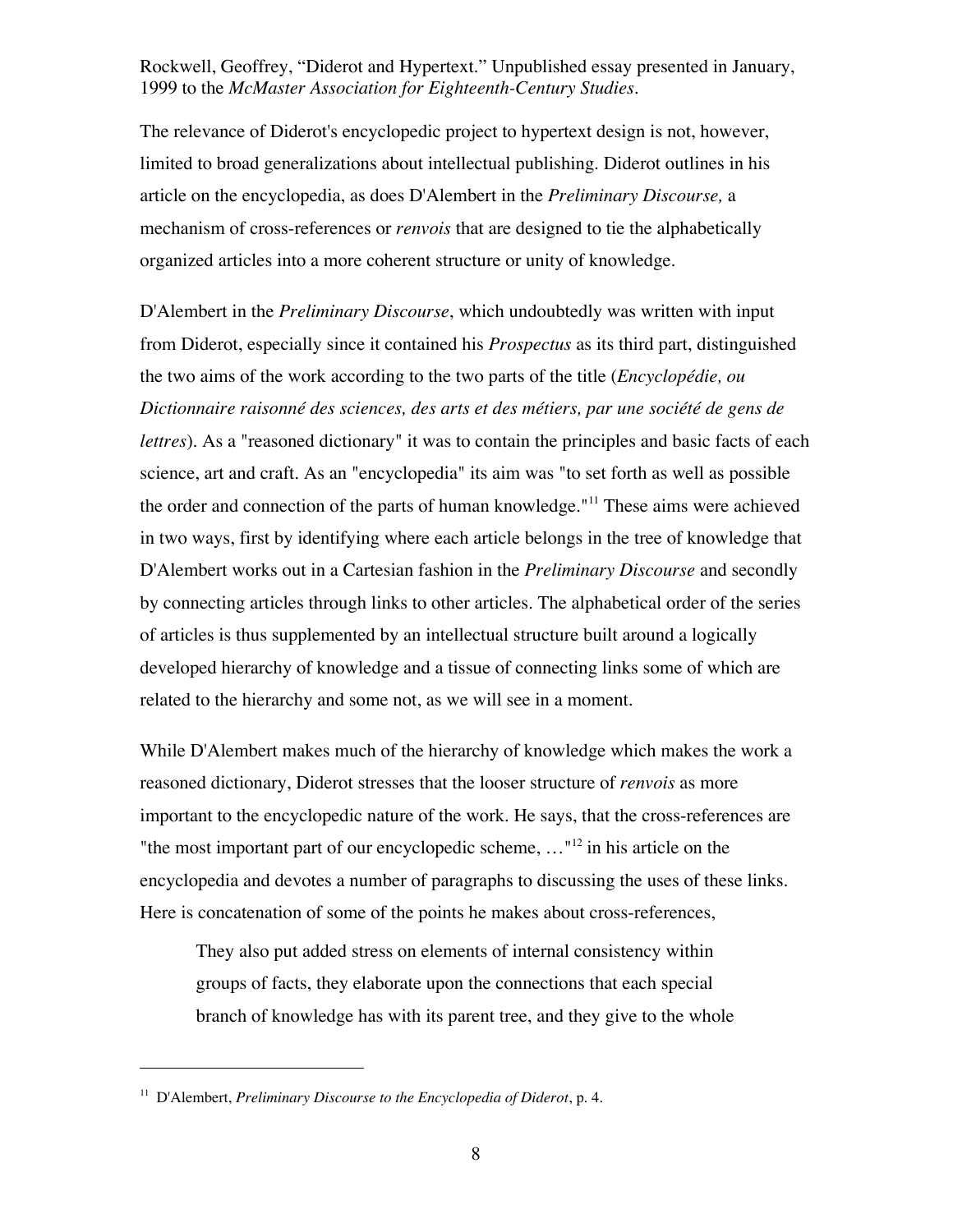Rockwell, Geoffrey, "Diderot and Hypertext." Unpublished essay presented in January, 1999 to the *McMaster Association for Eighteenth-Century Studies*.

The relevance of Diderot's encyclopedic project to hypertext design is not, however, limited to broad generalizations about intellectual publishing. Diderot outlines in his article on the encyclopedia, as does D'Alembert in the *Preliminary Discourse,* a mechanism of cross-references or *renvois* that are designed to tie the alphabetically organized articles into a more coherent structure or unity of knowledge.

D'Alembert in the *Preliminary Discourse*, which undoubtedly was written with input from Diderot, especially since it contained his *Prospectus* as its third part, distinguished the two aims of the work according to the two parts of the title (*Encyclopédie, ou Dictionnaire raisonné des sciences, des arts et des métiers, par une société de gens de lettres*). As a "reasoned dictionary" it was to contain the principles and basic facts of each science, art and craft. As an "encyclopedia" its aim was "to set forth as well as possible the order and connection of the parts of human knowledge."[11] These aims were achieved in two ways, first by identifying where each article belongs in the tree of knowledge that D'Alembert works out in a Cartesian fashion in the *Preliminary Discourse* and secondly by connecting articles through links to other articles. The alphabetical order of the series of articles is thus supplemented by an intellectual structure built around a logically developed hierarchy of knowledge and a tissue of connecting links some of which are related to the hierarchy and some not, as we will see in a moment.

While D'Alembert makes much of the hierarchy of knowledge which makes the work a reasoned dictionary, Diderot stresses that the looser structure of *renvois* as more important to the encyclopedic nature of the work. He says, that the cross-references are "the most important part of our encyclopedic scheme, …"[12] in his article on the encyclopedia and devotes a number of paragraphs to discussing the uses of these links. Here is concatenation of some of the points he makes about cross-references,

> They also put added stress on elements of internal consistency within groups of facts, they elaborate upon the connections that each special branch of knowledge has with its parent tree, and they give to the whole

---

[11] D'Alembert, *Preliminary Discourse to the Encyclopedia of Diderot*, p. 4.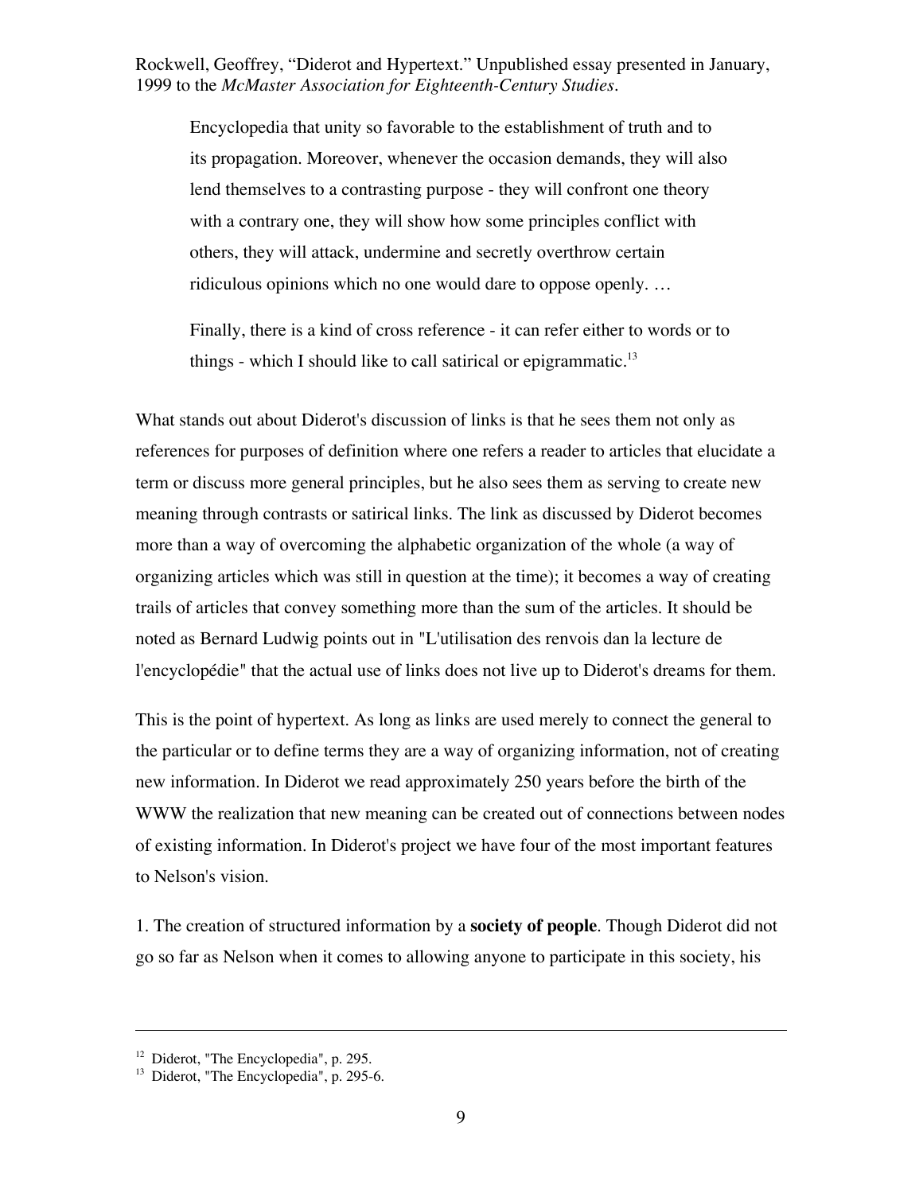> Encyclopedia that unity so favorable to the establishment of truth and to its propagation. Moreover, whenever the occasion demands, they will also lend themselves to a contrasting purpose - they will confront one theory with a contrary one, they will show how some principles conflict with others, they will attack, undermine and secretly overthrow certain ridiculous opinions which no one would dare to oppose openly. …
>
> Finally, there is a kind of cross reference - it can refer either to words or to things - which I should like to call satirical or epigrammatic.[13]

What stands out about Diderot's discussion of links is that he sees them not only as references for purposes of definition where one refers a reader to articles that elucidate a term or discuss more general principles, but he also sees them as serving to create new meaning through contrasts or satirical links. The link as discussed by Diderot becomes more than a way of overcoming the alphabetic organization of the whole (a way of organizing articles which was still in question at the time); it becomes a way of creating trails of articles that convey something more than the sum of the articles. It should be noted as Bernard Ludwig points out in "L'utilisation des renvois dan la lecture de l'encyclopédie" that the actual use of links does not live up to Diderot's dreams for them.

This is the point of hypertext. As long as links are used merely to connect the general to the particular or to define terms they are a way of organizing information, not of creating new information. In Diderot we read approximately 250 years before the birth of the WWW the realization that new meaning can be created out of connections between nodes of existing information. In Diderot's project we have four of the most important features to Nelson's vision.

1. The creation of structured information by a **society of people**. Though Diderot did not go so far as Nelson when it comes to allowing anyone to participate in this society, his

---

[12] Diderot, "The Encyclopedia", p. 295.

[13] Diderot, "The Encyclopedia", p. 295-6.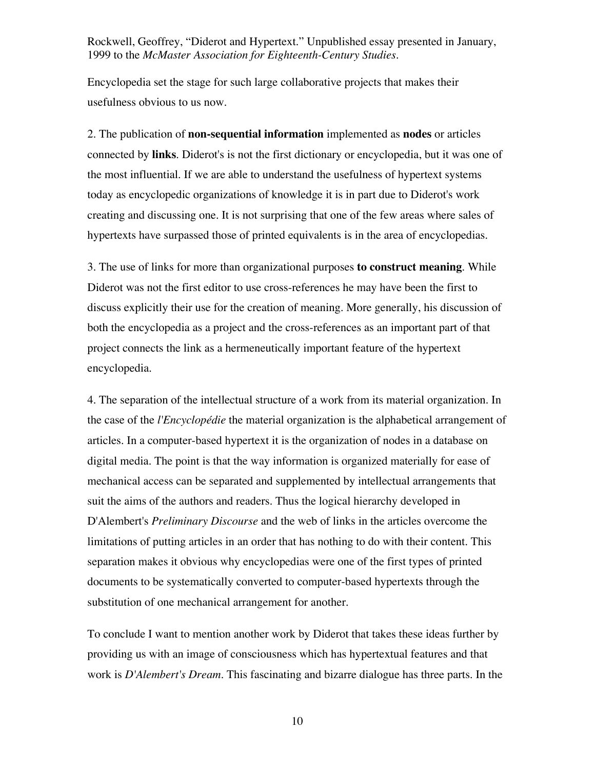Encyclopedia set the stage for such large collaborative projects that makes their usefulness obvious to us now.

2. The publication of **non-sequential information** implemented as **nodes** or articles connected by **links**. Diderot's is not the first dictionary or encyclopedia, but it was one of the most influential. If we are able to understand the usefulness of hypertext systems today as encyclopedic organizations of knowledge it is in part due to Diderot's work creating and discussing one. It is not surprising that one of the few areas where sales of hypertexts have surpassed those of printed equivalents is in the area of encyclopedias.

3. The use of links for more than organizational purposes **to construct meaning**. While Diderot was not the first editor to use cross-references he may have been the first to discuss explicitly their use for the creation of meaning. More generally, his discussion of both the encyclopedia as a project and the cross-references as an important part of that project connects the link as a hermeneutically important feature of the hypertext encyclopedia.

4. The separation of the intellectual structure of a work from its material organization. In the case of the *l'Encyclopédie* the material organization is the alphabetical arrangement of articles. In a computer-based hypertext it is the organization of nodes in a database on digital media. The point is that the way information is organized materially for ease of mechanical access can be separated and supplemented by intellectual arrangements that suit the aims of the authors and readers. Thus the logical hierarchy developed in D'Alembert's *Preliminary Discourse* and the web of links in the articles overcome the limitations of putting articles in an order that has nothing to do with their content. This separation makes it obvious why encyclopedias were one of the first types of printed documents to be systematically converted to computer-based hypertexts through the substitution of one mechanical arrangement for another.

To conclude I want to mention another work by Diderot that takes these ideas further by providing us with an image of consciousness which has hypertextual features and that work is *D'Alembert's Dream*. This fascinating and bizarre dialogue has three parts. In the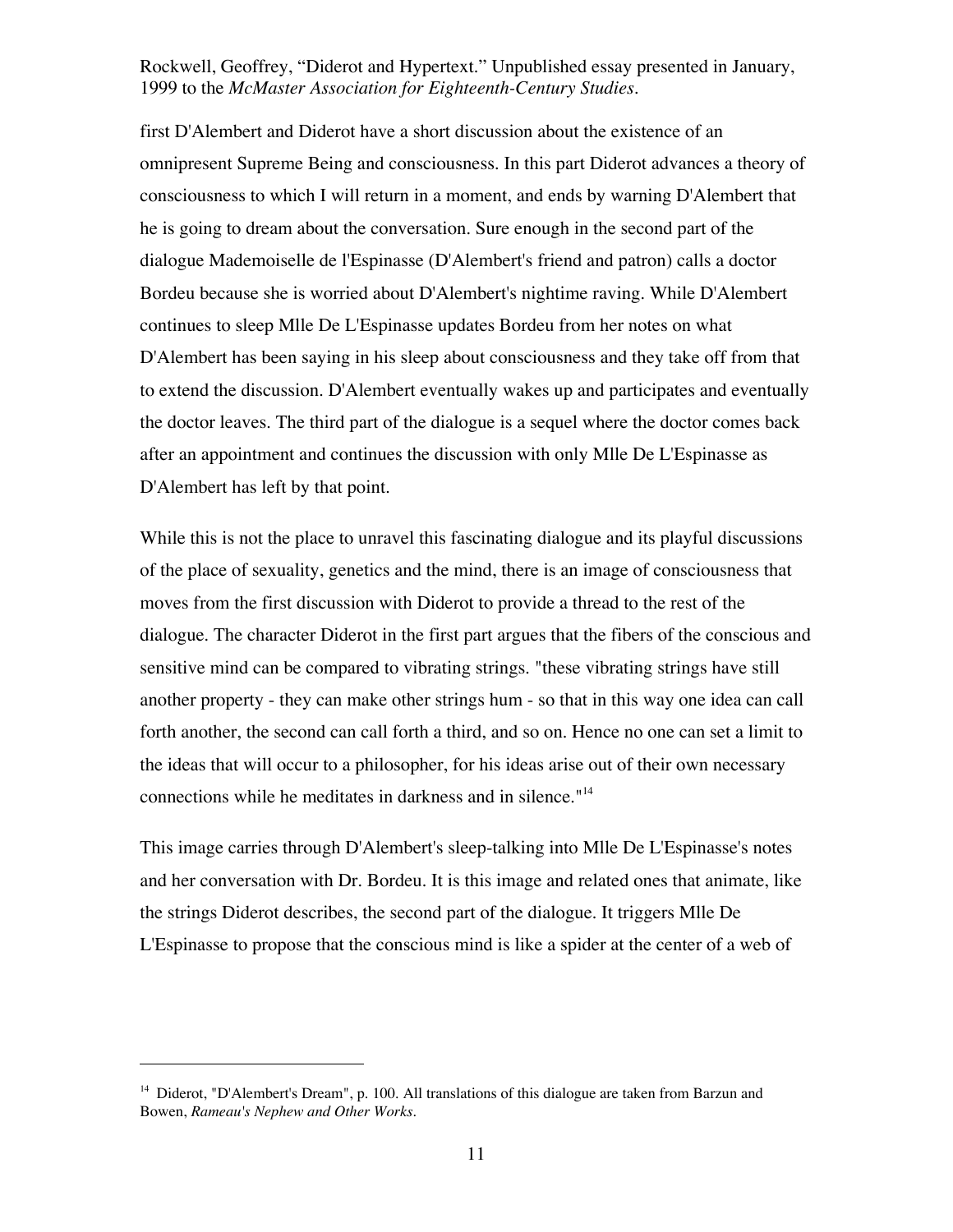first D'Alembert and Diderot have a short discussion about the existence of an omnipresent Supreme Being and consciousness. In this part Diderot advances a theory of consciousness to which I will return in a moment, and ends by warning D'Alembert that he is going to dream about the conversation. Sure enough in the second part of the dialogue Mademoiselle de l'Espinasse (D'Alembert's friend and patron) calls a doctor Bordeu because she is worried about D'Alembert's nightime raving. While D'Alembert continues to sleep Mlle De L'Espinasse updates Bordeu from her notes on what D'Alembert has been saying in his sleep about consciousness and they take off from that to extend the discussion. D'Alembert eventually wakes up and participates and eventually the doctor leaves. The third part of the dialogue is a sequel where the doctor comes back after an appointment and continues the discussion with only Mlle De L'Espinasse as D'Alembert has left by that point.

While this is not the place to unravel this fascinating dialogue and its playful discussions of the place of sexuality, genetics and the mind, there is an image of consciousness that moves from the first discussion with Diderot to provide a thread to the rest of the dialogue. The character Diderot in the first part argues that the fibers of the conscious and sensitive mind can be compared to vibrating strings. "these vibrating strings have still another property - they can make other strings hum - so that in this way one idea can call forth another, the second can call forth a third, and so on. Hence no one can set a limit to the ideas that will occur to a philosopher, for his ideas arise out of their own necessary connections while he meditates in darkness and in silence."[14]

This image carries through D'Alembert's sleep-talking into Mlle De L'Espinasse's notes and her conversation with Dr. Bordeu. It is this image and related ones that animate, like the strings Diderot describes, the second part of the dialogue. It triggers Mlle De L'Espinasse to propose that the conscious mind is like a spider at the center of a web of

---

[14] Diderot, "D'Alembert's Dream", p. 100. All translations of this dialogue are taken from Barzun and Bowen, *Rameau's Nephew and Other Works*.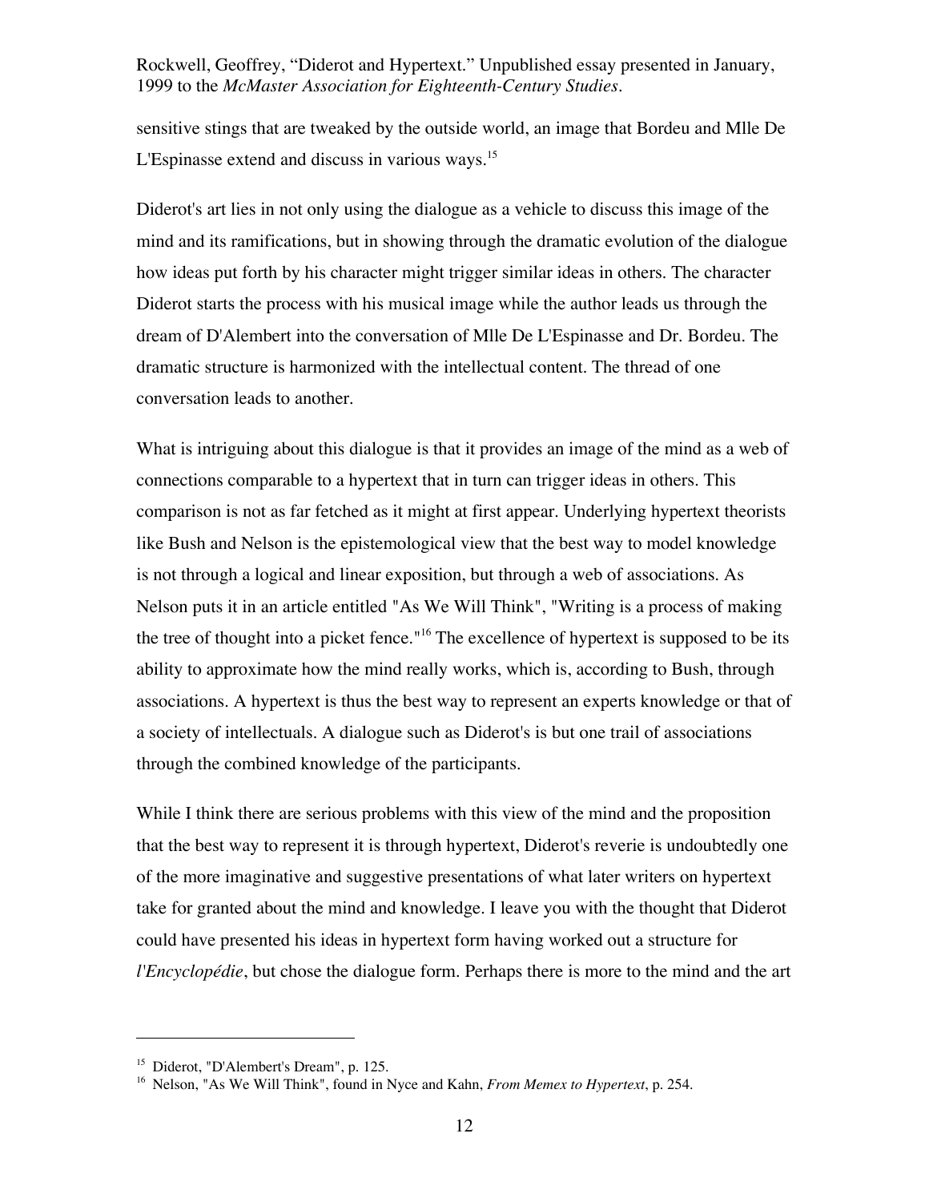sensitive stings that are tweaked by the outside world, an image that Bordeu and Mlle De L'Espinasse extend and discuss in various ways.[15]

Diderot's art lies in not only using the dialogue as a vehicle to discuss this image of the mind and its ramifications, but in showing through the dramatic evolution of the dialogue how ideas put forth by his character might trigger similar ideas in others. The character Diderot starts the process with his musical image while the author leads us through the dream of D'Alembert into the conversation of Mlle De L'Espinasse and Dr. Bordeu. The dramatic structure is harmonized with the intellectual content. The thread of one conversation leads to another.

What is intriguing about this dialogue is that it provides an image of the mind as a web of connections comparable to a hypertext that in turn can trigger ideas in others. This comparison is not as far fetched as it might at first appear. Underlying hypertext theorists like Bush and Nelson is the epistemological view that the best way to model knowledge is not through a logical and linear exposition, but through a web of associations. As Nelson puts it in an article entitled "As We Will Think", "Writing is a process of making the tree of thought into a picket fence."[16] The excellence of hypertext is supposed to be its ability to approximate how the mind really works, which is, according to Bush, through associations. A hypertext is thus the best way to represent an experts knowledge or that of a society of intellectuals. A dialogue such as Diderot's is but one trail of associations through the combined knowledge of the participants.

While I think there are serious problems with this view of the mind and the proposition that the best way to represent it is through hypertext, Diderot's reverie is undoubtedly one of the more imaginative and suggestive presentations of what later writers on hypertext take for granted about the mind and knowledge. I leave you with the thought that Diderot could have presented his ideas in hypertext form having worked out a structure for *l'Encyclopédie*, but chose the dialogue form. Perhaps there is more to the mind and the art

---

[15] Diderot, "D'Alembert's Dream", p. 125.

[16] Nelson, "As We Will Think", found in Nyce and Kahn, *From Memex to Hypertext*, p. 254.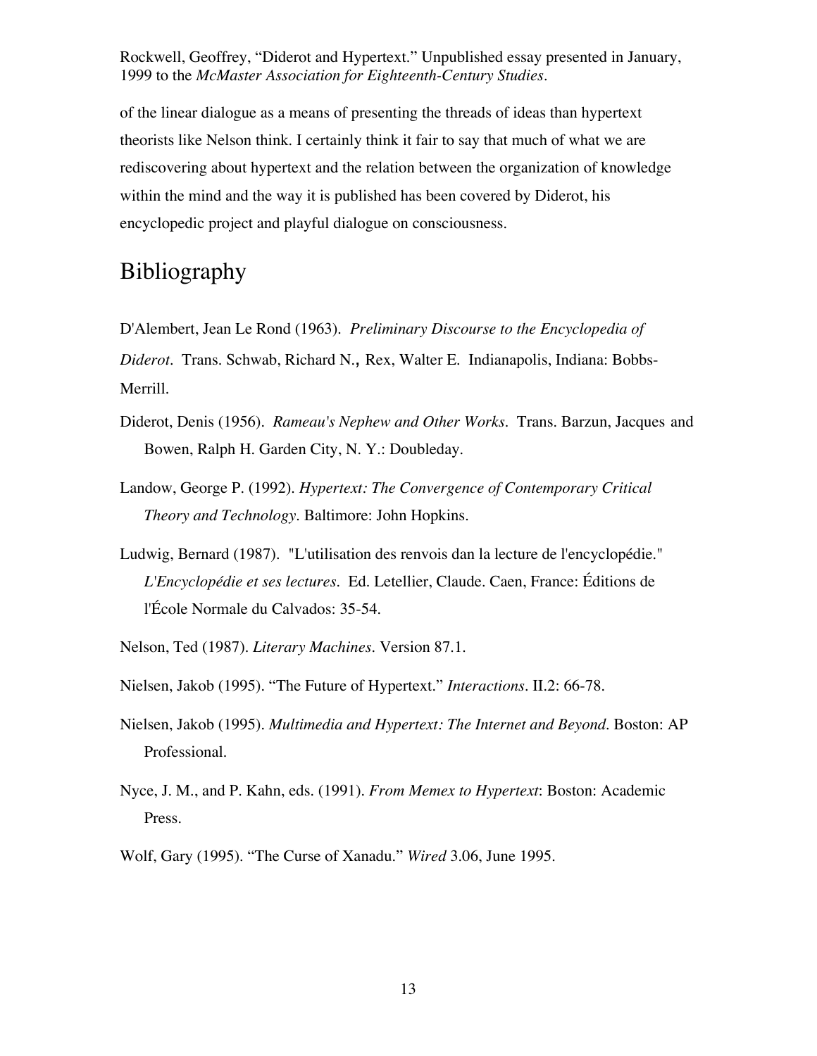of the linear dialogue as a means of presenting the threads of ideas than hypertext theorists like Nelson think. I certainly think it fair to say that much of what we are rediscovering about hypertext and the relation between the organization of knowledge within the mind and the way it is published has been covered by Diderot, his encyclopedic project and playful dialogue on consciousness.

# Bibliography

D'Alembert, Jean Le Rond (1963). *Preliminary Discourse to the Encyclopedia of Diderot*. Trans. Schwab, Richard N., Rex, Walter E. Indianapolis, Indiana: Bobbs-Merrill.

Diderot, Denis (1956). *Rameau's Nephew and Other Works*. Trans. Barzun, Jacques and Bowen, Ralph H. Garden City, N. Y.: Doubleday.

Landow, George P. (1992). *Hypertext: The Convergence of Contemporary Critical Theory and Technology*. Baltimore: John Hopkins.

Ludwig, Bernard (1987). "L'utilisation des renvois dan la lecture de l'encyclopédie." *L'Encyclopédie et ses lectures*. Ed. Letellier, Claude. Caen, France: Éditions de l'École Normale du Calvados: 35-54.

Nelson, Ted (1987). *Literary Machines*. Version 87.1.

Nielsen, Jakob (1995). "The Future of Hypertext." *Interactions*. II.2: 66-78.

Nielsen, Jakob (1995). *Multimedia and Hypertext: The Internet and Beyond*. Boston: AP Professional.

Nyce, J. M., and P. Kahn, eds. (1991). *From Memex to Hypertext*: Boston: Academic Press.

Wolf, Gary (1995). "The Curse of Xanadu." *Wired* 3.06, June 1995.